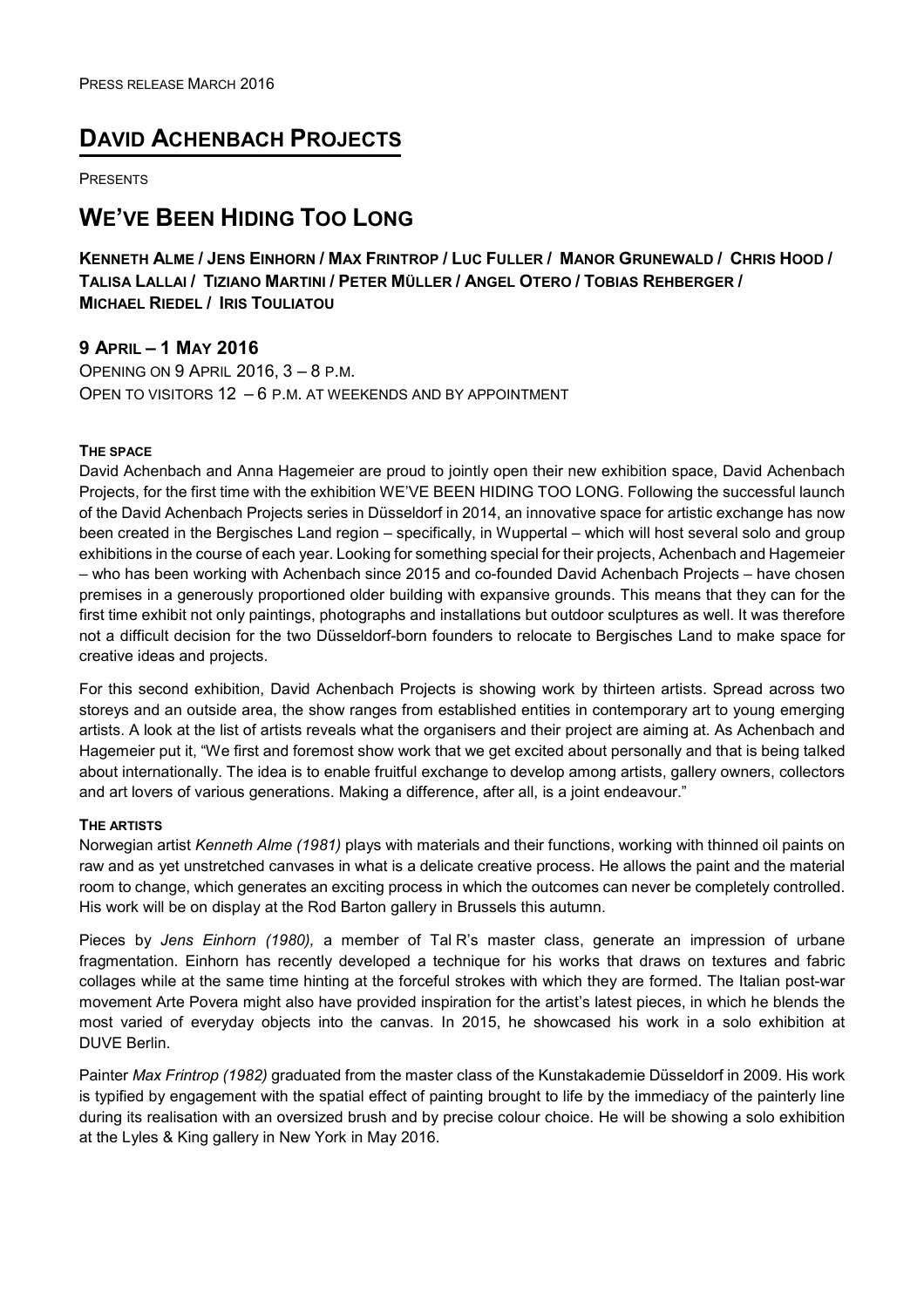PRESS RELEASE MARCH 2016

# DAVID ACHENBACH PROJECTS

PRESENTS

# WE'VE BEEN HIDING TOO LONG

**KENNETH ALME / JENS EINHORN / MAX FRINTROP / LUC FULLER / MANOR GRUNEWALD / CHRIS HOOD / TALISA LALLAI / TIZIANO MARTINI / PETER MÜLLER / ANGEL OTERO / TOBIAS REHBERGER / MICHAEL RIEDEL / IRIS TOULIATOU**

## 9 APRIL – 1 MAY 2016

OPENING ON 9 APRIL 2016, 3 – 8 P.M.
OPEN TO VISITORS 12 – 6 P.M. AT WEEKENDS AND BY APPOINTMENT

### THE SPACE

David Achenbach and Anna Hagemeier are proud to jointly open their new exhibition space, David Achenbach Projects, for the first time with the exhibition WE'VE BEEN HIDING TOO LONG. Following the successful launch of the David Achenbach Projects series in Düsseldorf in 2014, an innovative space for artistic exchange has now been created in the Bergisches Land region – specifically, in Wuppertal – which will host several solo and group exhibitions in the course of each year. Looking for something special for their projects, Achenbach and Hagemeier – who has been working with Achenbach since 2015 and co-founded David Achenbach Projects – have chosen premises in a generously proportioned older building with expansive grounds. This means that they can for the first time exhibit not only paintings, photographs and installations but outdoor sculptures as well. It was therefore not a difficult decision for the two Düsseldorf-born founders to relocate to Bergisches Land to make space for creative ideas and projects.

For this second exhibition, David Achenbach Projects is showing work by thirteen artists. Spread across two storeys and an outside area, the show ranges from established entities in contemporary art to young emerging artists. A look at the list of artists reveals what the organisers and their project are aiming at. As Achenbach and Hagemeier put it, "We first and foremost show work that we get excited about personally and that is being talked about internationally. The idea is to enable fruitful exchange to develop among artists, gallery owners, collectors and art lovers of various generations. Making a difference, after all, is a joint endeavour."

### THE ARTISTS

Norwegian artist *Kenneth Alme (1981)* plays with materials and their functions, working with thinned oil paints on raw and as yet unstretched canvases in what is a delicate creative process. He allows the paint and the material room to change, which generates an exciting process in which the outcomes can never be completely controlled. His work will be on display at the Rod Barton gallery in Brussels this autumn.

Pieces by *Jens Einhorn (1980),* a member of Tal R's master class, generate an impression of urbane fragmentation. Einhorn has recently developed a technique for his works that draws on textures and fabric collages while at the same time hinting at the forceful strokes with which they are formed. The Italian post-war movement Arte Povera might also have provided inspiration for the artist's latest pieces, in which he blends the most varied of everyday objects into the canvas. In 2015, he showcased his work in a solo exhibition at DUVE Berlin.

Painter *Max Frintrop (1982)* graduated from the master class of the Kunstakademie Düsseldorf in 2009. His work is typified by engagement with the spatial effect of painting brought to life by the immediacy of the painterly line during its realisation with an oversized brush and by precise colour choice. He will be showing a solo exhibition at the Lyles & King gallery in New York in May 2016.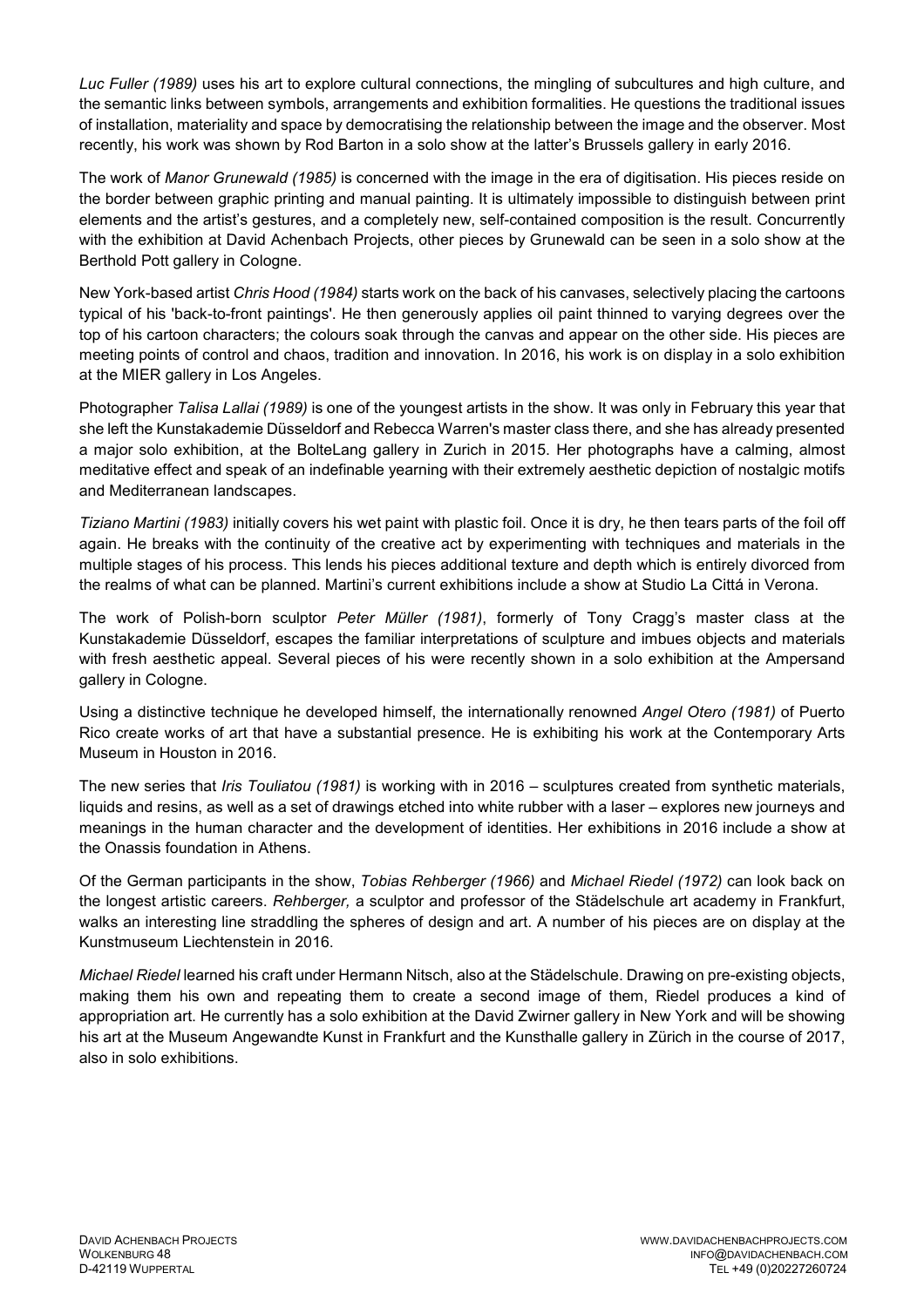*Luc Fuller (1989)* uses his art to explore cultural connections, the mingling of subcultures and high culture, and the semantic links between symbols, arrangements and exhibition formalities. He questions the traditional issues of installation, materiality and space by democratising the relationship between the image and the observer. Most recently, his work was shown by Rod Barton in a solo show at the latter's Brussels gallery in early 2016.

The work of *Manor Grunewald (1985)* is concerned with the image in the era of digitisation. His pieces reside on the border between graphic printing and manual painting. It is ultimately impossible to distinguish between print elements and the artist's gestures, and a completely new, self-contained composition is the result. Concurrently with the exhibition at David Achenbach Projects, other pieces by Grunewald can be seen in a solo show at the Berthold Pott gallery in Cologne.

New York-based artist *Chris Hood (1984)* starts work on the back of his canvases, selectively placing the cartoons typical of his 'back-to-front paintings'. He then generously applies oil paint thinned to varying degrees over the top of his cartoon characters; the colours soak through the canvas and appear on the other side. His pieces are meeting points of control and chaos, tradition and innovation. In 2016, his work is on display in a solo exhibition at the MIER gallery in Los Angeles.

Photographer *Talisa Lallai (1989)* is one of the youngest artists in the show. It was only in February this year that she left the Kunstakademie Düsseldorf and Rebecca Warren's master class there, and she has already presented a major solo exhibition, at the BolteLang gallery in Zurich in 2015. Her photographs have a calming, almost meditative effect and speak of an indefinable yearning with their extremely aesthetic depiction of nostalgic motifs and Mediterranean landscapes.

*Tiziano Martini (1983)* initially covers his wet paint with plastic foil. Once it is dry, he then tears parts of the foil off again. He breaks with the continuity of the creative act by experimenting with techniques and materials in the multiple stages of his process. This lends his pieces additional texture and depth which is entirely divorced from the realms of what can be planned. Martini's current exhibitions include a show at Studio La Cittá in Verona.

The work of Polish-born sculptor *Peter Müller (1981)*, formerly of Tony Cragg's master class at the Kunstakademie Düsseldorf, escapes the familiar interpretations of sculpture and imbues objects and materials with fresh aesthetic appeal. Several pieces of his were recently shown in a solo exhibition at the Ampersand gallery in Cologne.

Using a distinctive technique he developed himself, the internationally renowned *Angel Otero (1981)* of Puerto Rico create works of art that have a substantial presence. He is exhibiting his work at the Contemporary Arts Museum in Houston in 2016.

The new series that *Iris Touliatou (1981)* is working with in 2016 – sculptures created from synthetic materials, liquids and resins, as well as a set of drawings etched into white rubber with a laser – explores new journeys and meanings in the human character and the development of identities. Her exhibitions in 2016 include a show at the Onassis foundation in Athens.

Of the German participants in the show, *Tobias Rehberger (1966)* and *Michael Riedel (1972)* can look back on the longest artistic careers. *Rehberger,* a sculptor and professor of the Städelschule art academy in Frankfurt, walks an interesting line straddling the spheres of design and art. A number of his pieces are on display at the Kunstmuseum Liechtenstein in 2016.

*Michael Riedel* learned his craft under Hermann Nitsch, also at the Städelschule. Drawing on pre-existing objects, making them his own and repeating them to create a second image of them, Riedel produces a kind of appropriation art. He currently has a solo exhibition at the David Zwirner gallery in New York and will be showing his art at the Museum Angewandte Kunst in Frankfurt and the Kunsthalle gallery in Zürich in the course of 2017, also in solo exhibitions.

DAVID ACHENBACH PROJECTS
WOLKENBURG 48
D-42119 WUPPERTAL

WWW.DAVIDACHENBACHPROJECTS.COM
INFO@DAVIDACHENBACH.COM
TEL +49 (0)20227260724